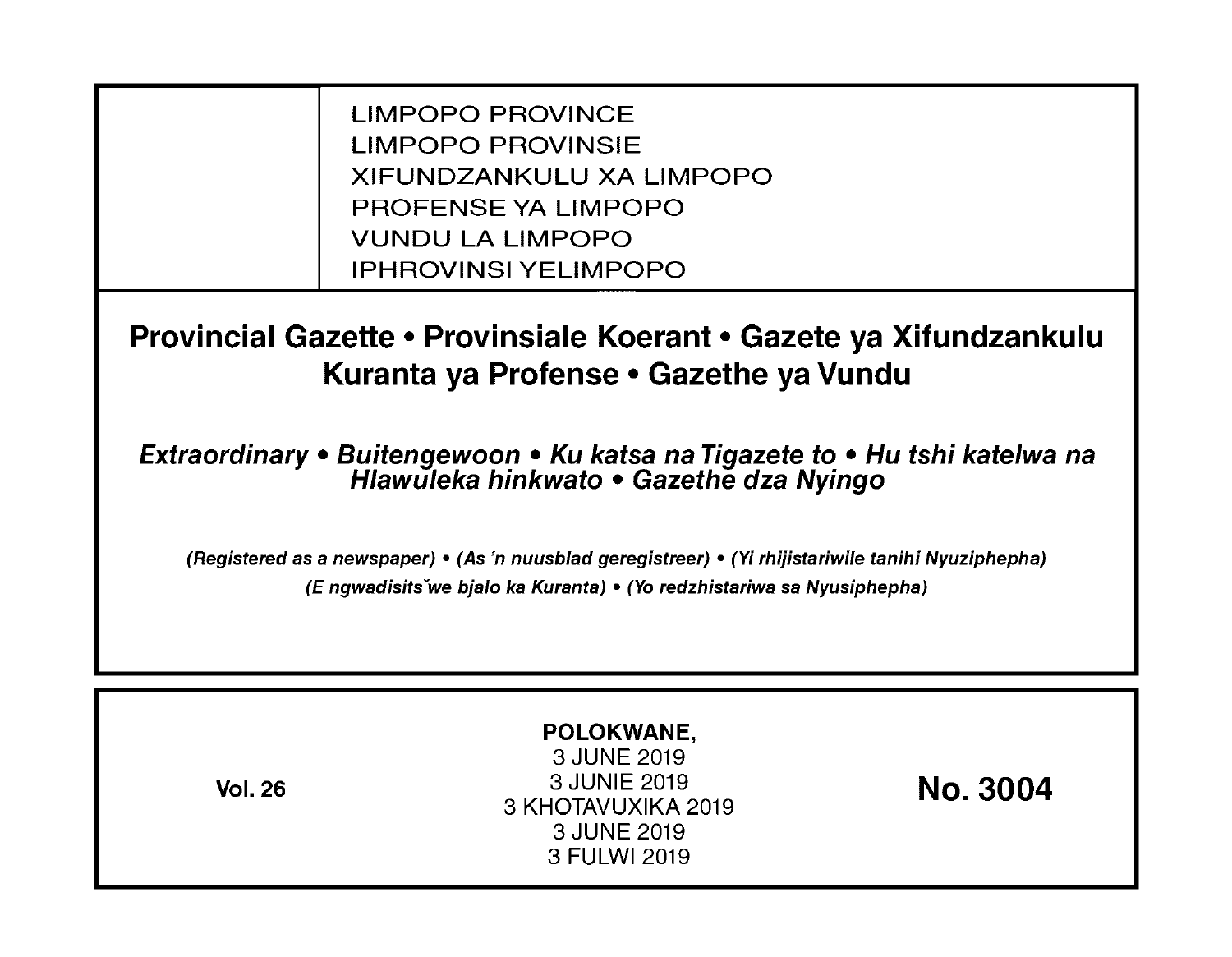LIMPOPO PROVINCE
LIMPOPO PROVINSIE
XIFUNDZANKULU XA LIMPOPO
PROFENSE YA LIMPOPO
VUNDU LA LIMPOPO
IPHROVINSI YELIMPOPO

# Provincial Gazette • Provinsiale Koerant • Gazete ya Xifundzankulu Kuranta ya Profense • Gazethe ya Vundu

***Extraordinary • Buitengewoon • Ku katsa na Tigazete to • Hu tshi katelwa na Hlawuleka hinkwato • Gazethe dza Nyingo***

***(Registered as a newspaper) • (As 'n nuusblad geregistreer) • (Yi rhijistariwile tanihi Nyuziphepha)***
***(E ngwadisitšwe bjalo ka Kuranta) • (Yo redzhistariwa sa Nyusiphepha)***

**Vol. 26**

**POLOKWANE,**
3 JUNE 2019
3 JUNIE 2019
3 KHOTAVUXIKA 2019
3 JUNE 2019
3 FULWI 2019

**No. 3004**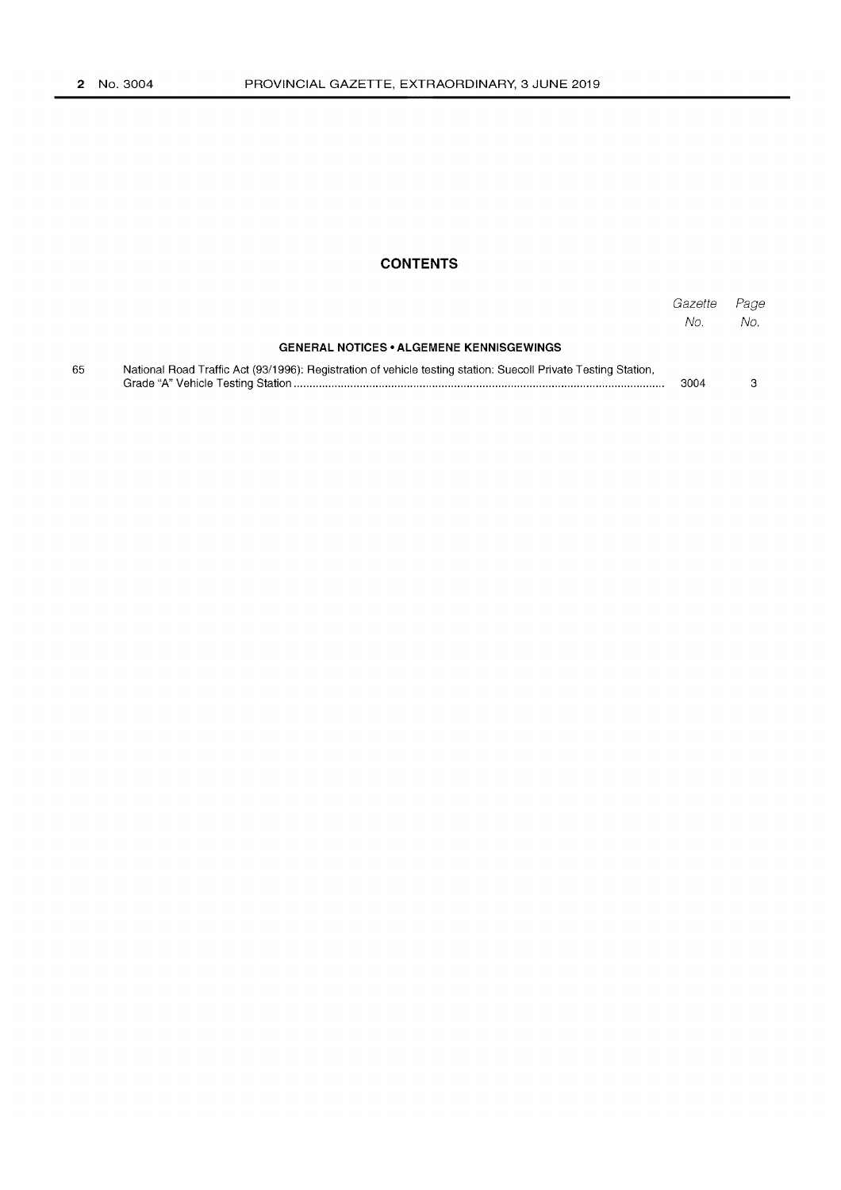# CONTENTS

| | | Gazette No. | Page No. |
|---|---|---|---|
| | **GENERAL NOTICES • ALGEMENE KENNISGEWINGS** | | |
| 65 | National Road Traffic Act (93/1996): Registration of vehicle testing station: Suecoll Private Testing Station, Grade "A" Vehicle Testing Station | 3004 | 3 |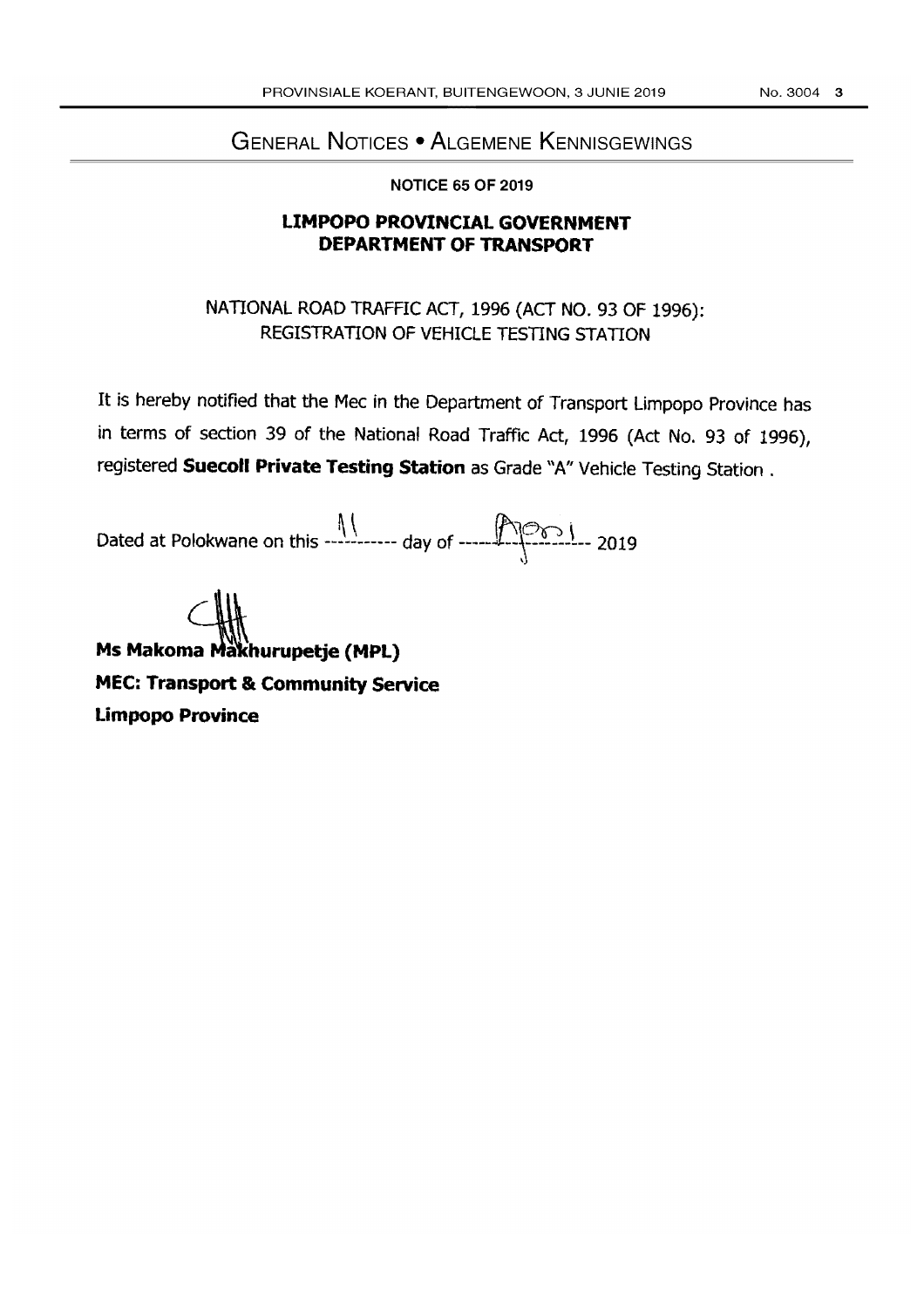## GENERAL NOTICES • ALGEMENE KENNISGEWINGS

**NOTICE 65 OF 2019**

**LIMPOPO PROVINCIAL GOVERNMENT**
**DEPARTMENT OF TRANSPORT**

NATIONAL ROAD TRAFFIC ACT, 1996 (ACT NO. 93 OF 1996):
REGISTRATION OF VEHICLE TESTING STATION

It is hereby notified that the Mec in the Department of Transport Limpopo Province has in terms of section 39 of the National Road Traffic Act, 1996 (Act No. 93 of 1996), registered **Suecoll Private Testing Station** as Grade "A" Vehicle Testing Station .

Dated at Polokwane on this 11 day of April 2019

**Ms Makoma Makhurupetje (MPL)**
**MEC: Transport & Community Service**
**Limpopo Province**